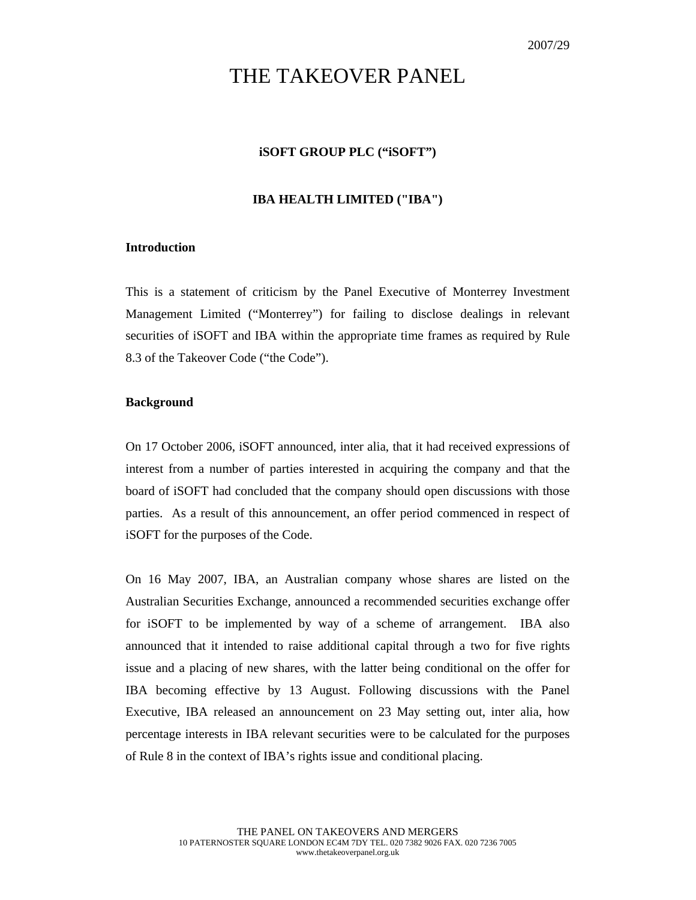2007/29

# THE TAKEOVER PANEL

**iSOFT GROUP PLC ("iSOFT")**

**IBA HEALTH LIMITED ("IBA")**

## Introduction

This is a statement of criticism by the Panel Executive of Monterrey Investment Management Limited ("Monterrey") for failing to disclose dealings in relevant securities of iSOFT and IBA within the appropriate time frames as required by Rule 8.3 of the Takeover Code ("the Code").

## Background

On 17 October 2006, iSOFT announced, inter alia, that it had received expressions of interest from a number of parties interested in acquiring the company and that the board of iSOFT had concluded that the company should open discussions with those parties. As a result of this announcement, an offer period commenced in respect of iSOFT for the purposes of the Code.

On 16 May 2007, IBA, an Australian company whose shares are listed on the Australian Securities Exchange, announced a recommended securities exchange offer for iSOFT to be implemented by way of a scheme of arrangement. IBA also announced that it intended to raise additional capital through a two for five rights issue and a placing of new shares, with the latter being conditional on the offer for IBA becoming effective by 13 August. Following discussions with the Panel Executive, IBA released an announcement on 23 May setting out, inter alia, how percentage interests in IBA relevant securities were to be calculated for the purposes of Rule 8 in the context of IBA's rights issue and conditional placing.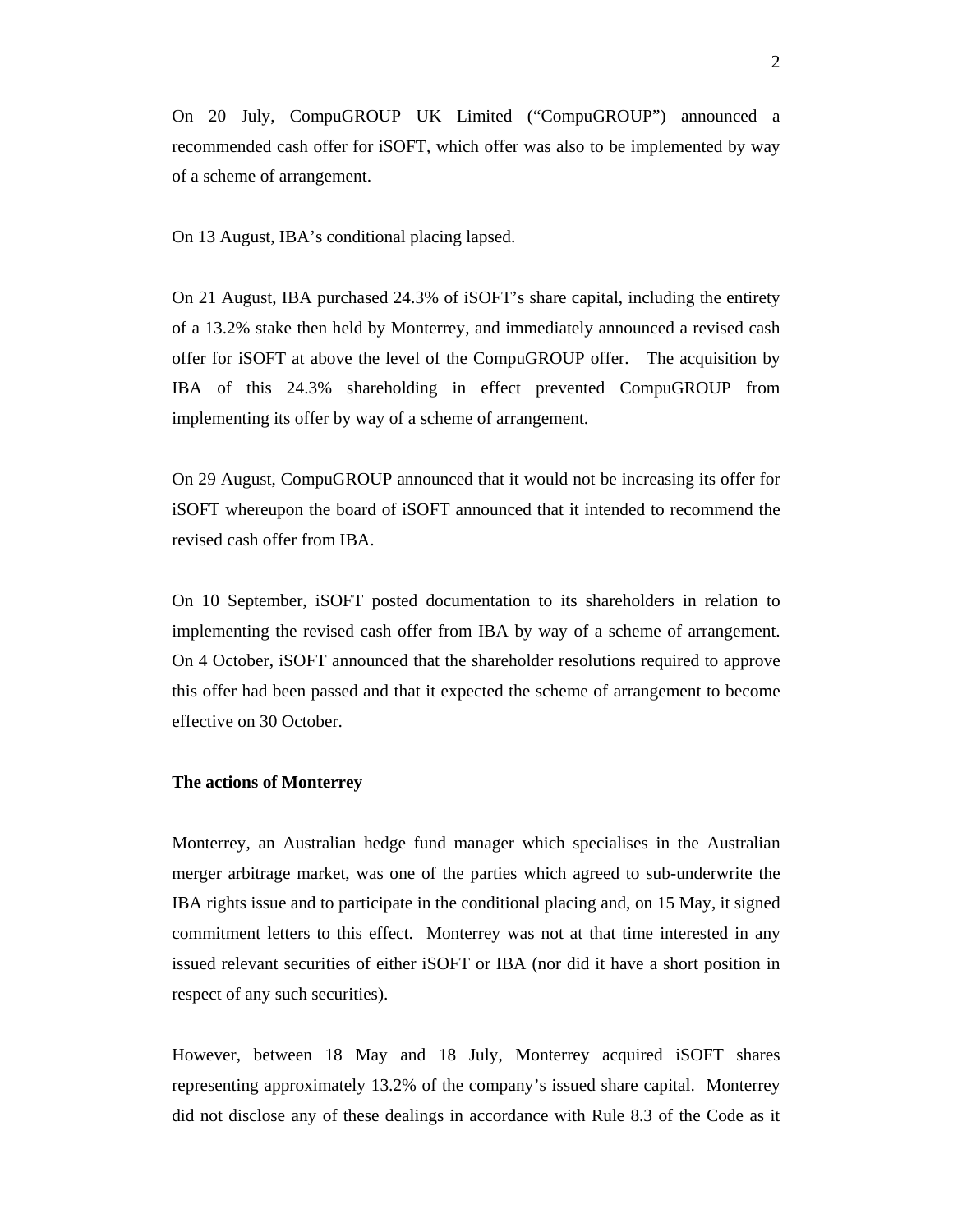On 20 July, CompuGROUP UK Limited ("CompuGROUP") announced a recommended cash offer for iSOFT, which offer was also to be implemented by way of a scheme of arrangement.

On 13 August, IBA's conditional placing lapsed.

On 21 August, IBA purchased 24.3% of iSOFT's share capital, including the entirety of a 13.2% stake then held by Monterrey, and immediately announced a revised cash offer for iSOFT at above the level of the CompuGROUP offer. The acquisition by IBA of this 24.3% shareholding in effect prevented CompuGROUP from implementing its offer by way of a scheme of arrangement.

On 29 August, CompuGROUP announced that it would not be increasing its offer for iSOFT whereupon the board of iSOFT announced that it intended to recommend the revised cash offer from IBA.

On 10 September, iSOFT posted documentation to its shareholders in relation to implementing the revised cash offer from IBA by way of a scheme of arrangement. On 4 October, iSOFT announced that the shareholder resolutions required to approve this offer had been passed and that it expected the scheme of arrangement to become effective on 30 October.

**The actions of Monterrey**

Monterrey, an Australian hedge fund manager which specialises in the Australian merger arbitrage market, was one of the parties which agreed to sub-underwrite the IBA rights issue and to participate in the conditional placing and, on 15 May, it signed commitment letters to this effect. Monterrey was not at that time interested in any issued relevant securities of either iSOFT or IBA (nor did it have a short position in respect of any such securities).

However, between 18 May and 18 July, Monterrey acquired iSOFT shares representing approximately 13.2% of the company's issued share capital. Monterrey did not disclose any of these dealings in accordance with Rule 8.3 of the Code as it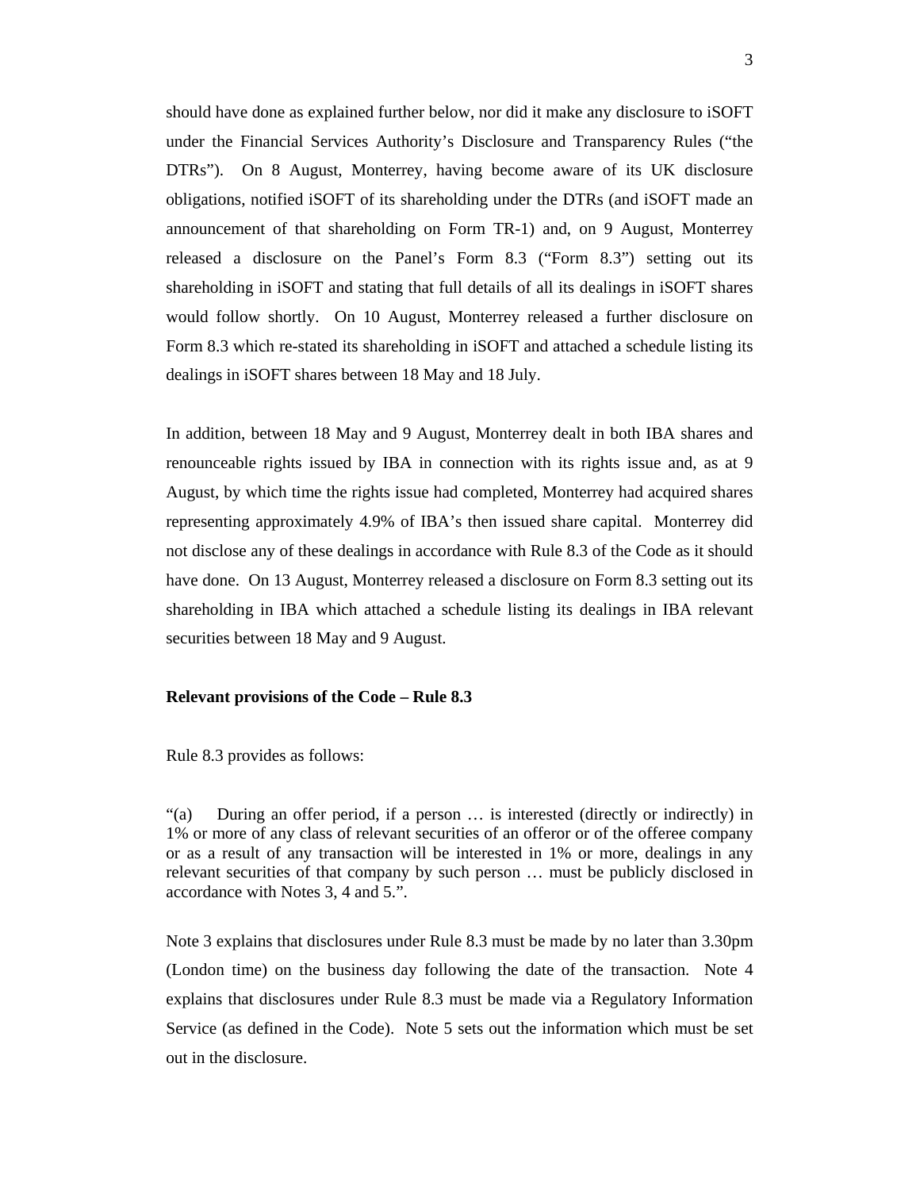should have done as explained further below, nor did it make any disclosure to iSOFT under the Financial Services Authority's Disclosure and Transparency Rules ("the DTRs"). On 8 August, Monterrey, having become aware of its UK disclosure obligations, notified iSOFT of its shareholding under the DTRs (and iSOFT made an announcement of that shareholding on Form TR-1) and, on 9 August, Monterrey released a disclosure on the Panel's Form 8.3 ("Form 8.3") setting out its shareholding in iSOFT and stating that full details of all its dealings in iSOFT shares would follow shortly. On 10 August, Monterrey released a further disclosure on Form 8.3 which re-stated its shareholding in iSOFT and attached a schedule listing its dealings in iSOFT shares between 18 May and 18 July.

In addition, between 18 May and 9 August, Monterrey dealt in both IBA shares and renounceable rights issued by IBA in connection with its rights issue and, as at 9 August, by which time the rights issue had completed, Monterrey had acquired shares representing approximately 4.9% of IBA's then issued share capital. Monterrey did not disclose any of these dealings in accordance with Rule 8.3 of the Code as it should have done. On 13 August, Monterrey released a disclosure on Form 8.3 setting out its shareholding in IBA which attached a schedule listing its dealings in IBA relevant securities between 18 May and 9 August.

**Relevant provisions of the Code – Rule 8.3**

Rule 8.3 provides as follows:

"(a) During an offer period, if a person … is interested (directly or indirectly) in 1% or more of any class of relevant securities of an offeror or of the offeree company or as a result of any transaction will be interested in 1% or more, dealings in any relevant securities of that company by such person … must be publicly disclosed in accordance with Notes 3, 4 and 5.".

Note 3 explains that disclosures under Rule 8.3 must be made by no later than 3.30pm (London time) on the business day following the date of the transaction. Note 4 explains that disclosures under Rule 8.3 must be made via a Regulatory Information Service (as defined in the Code). Note 5 sets out the information which must be set out in the disclosure.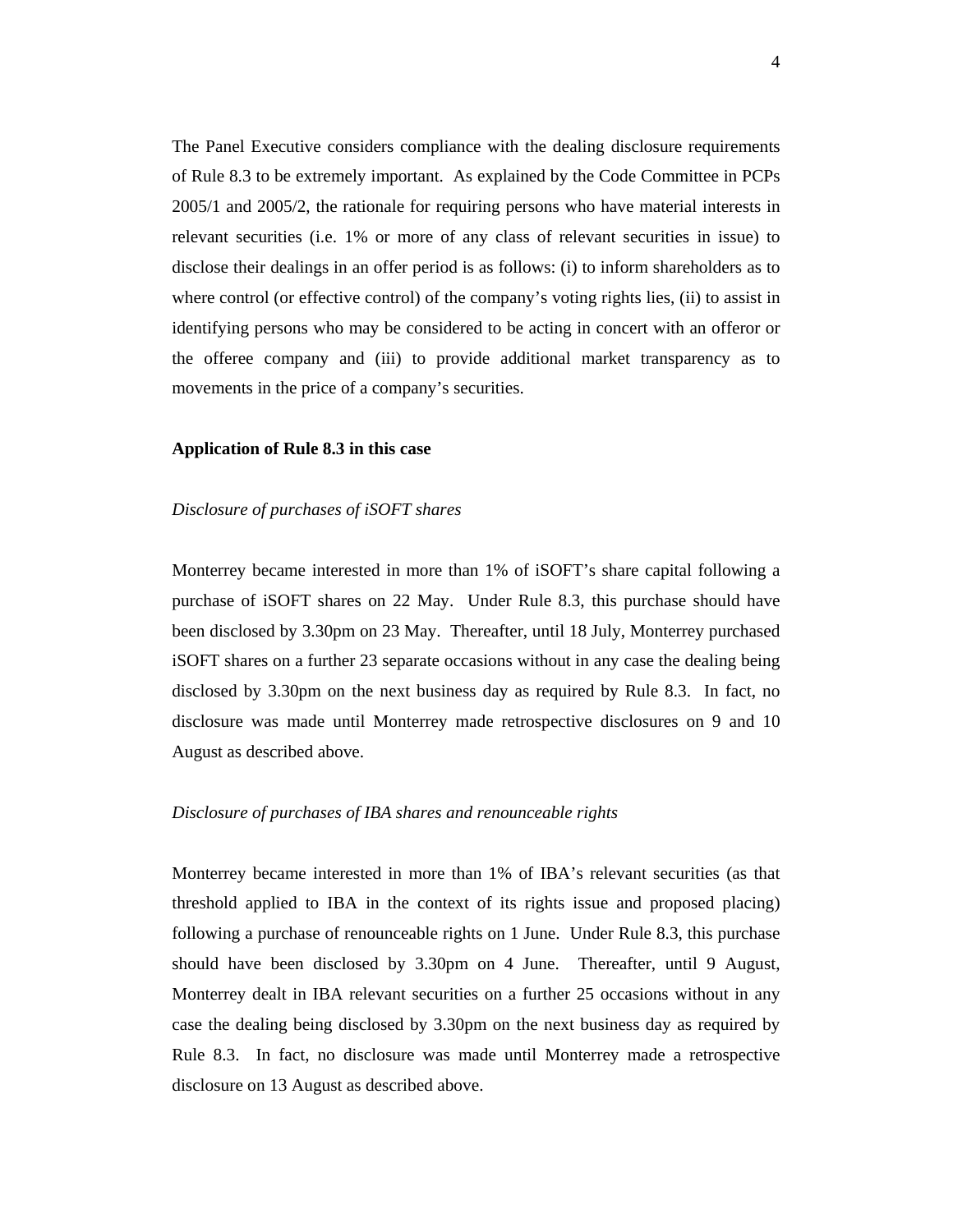The Panel Executive considers compliance with the dealing disclosure requirements of Rule 8.3 to be extremely important. As explained by the Code Committee in PCPs 2005/1 and 2005/2, the rationale for requiring persons who have material interests in relevant securities (i.e. 1% or more of any class of relevant securities in issue) to disclose their dealings in an offer period is as follows: (i) to inform shareholders as to where control (or effective control) of the company's voting rights lies, (ii) to assist in identifying persons who may be considered to be acting in concert with an offeror or the offeree company and (iii) to provide additional market transparency as to movements in the price of a company's securities.

**Application of Rule 8.3 in this case**

*Disclosure of purchases of iSOFT shares*

Monterrey became interested in more than 1% of iSOFT's share capital following a purchase of iSOFT shares on 22 May. Under Rule 8.3, this purchase should have been disclosed by 3.30pm on 23 May. Thereafter, until 18 July, Monterrey purchased iSOFT shares on a further 23 separate occasions without in any case the dealing being disclosed by 3.30pm on the next business day as required by Rule 8.3. In fact, no disclosure was made until Monterrey made retrospective disclosures on 9 and 10 August as described above.

*Disclosure of purchases of IBA shares and renounceable rights*

Monterrey became interested in more than 1% of IBA's relevant securities (as that threshold applied to IBA in the context of its rights issue and proposed placing) following a purchase of renounceable rights on 1 June. Under Rule 8.3, this purchase should have been disclosed by 3.30pm on 4 June. Thereafter, until 9 August, Monterrey dealt in IBA relevant securities on a further 25 occasions without in any case the dealing being disclosed by 3.30pm on the next business day as required by Rule 8.3. In fact, no disclosure was made until Monterrey made a retrospective disclosure on 13 August as described above.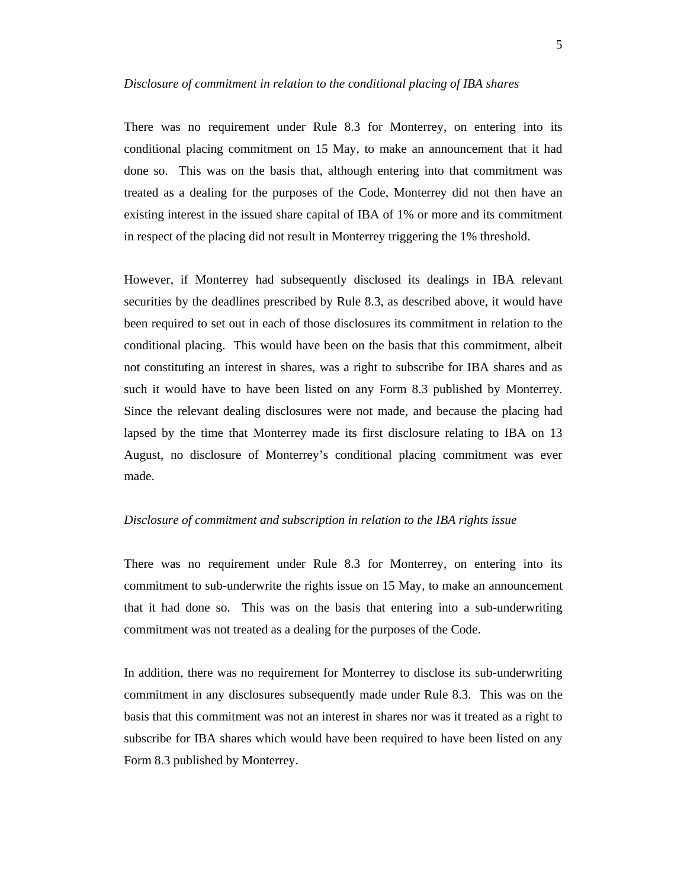*Disclosure of commitment in relation to the conditional placing of IBA shares*

There was no requirement under Rule 8.3 for Monterrey, on entering into its conditional placing commitment on 15 May, to make an announcement that it had done so. This was on the basis that, although entering into that commitment was treated as a dealing for the purposes of the Code, Monterrey did not then have an existing interest in the issued share capital of IBA of 1% or more and its commitment in respect of the placing did not result in Monterrey triggering the 1% threshold.

However, if Monterrey had subsequently disclosed its dealings in IBA relevant securities by the deadlines prescribed by Rule 8.3, as described above, it would have been required to set out in each of those disclosures its commitment in relation to the conditional placing. This would have been on the basis that this commitment, albeit not constituting an interest in shares, was a right to subscribe for IBA shares and as such it would have to have been listed on any Form 8.3 published by Monterrey. Since the relevant dealing disclosures were not made, and because the placing had lapsed by the time that Monterrey made its first disclosure relating to IBA on 13 August, no disclosure of Monterrey's conditional placing commitment was ever made.

*Disclosure of commitment and subscription in relation to the IBA rights issue*

There was no requirement under Rule 8.3 for Monterrey, on entering into its commitment to sub-underwrite the rights issue on 15 May, to make an announcement that it had done so. This was on the basis that entering into a sub-underwriting commitment was not treated as a dealing for the purposes of the Code.

In addition, there was no requirement for Monterrey to disclose its sub-underwriting commitment in any disclosures subsequently made under Rule 8.3. This was on the basis that this commitment was not an interest in shares nor was it treated as a right to subscribe for IBA shares which would have been required to have been listed on any Form 8.3 published by Monterrey.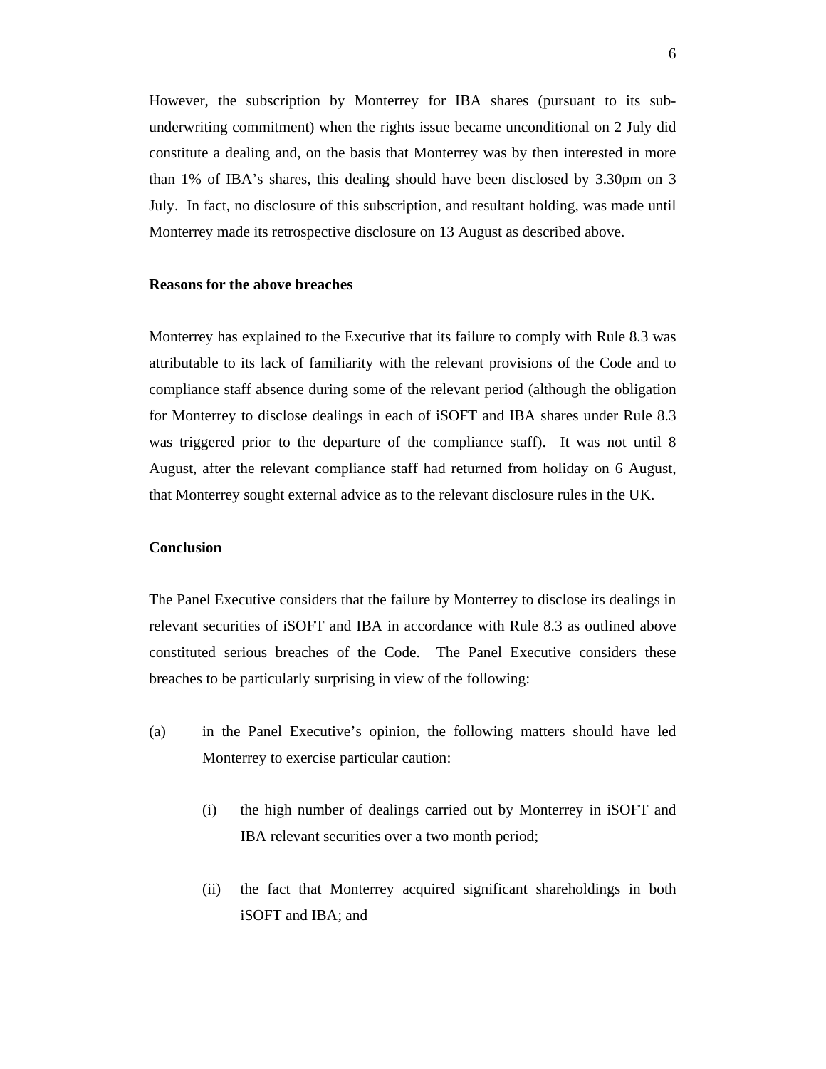However, the subscription by Monterrey for IBA shares (pursuant to its sub-underwriting commitment) when the rights issue became unconditional on 2 July did constitute a dealing and, on the basis that Monterrey was by then interested in more than 1% of IBA's shares, this dealing should have been disclosed by 3.30pm on 3 July. In fact, no disclosure of this subscription, and resultant holding, was made until Monterrey made its retrospective disclosure on 13 August as described above.

**Reasons for the above breaches**

Monterrey has explained to the Executive that its failure to comply with Rule 8.3 was attributable to its lack of familiarity with the relevant provisions of the Code and to compliance staff absence during some of the relevant period (although the obligation for Monterrey to disclose dealings in each of iSOFT and IBA shares under Rule 8.3 was triggered prior to the departure of the compliance staff). It was not until 8 August, after the relevant compliance staff had returned from holiday on 6 August, that Monterrey sought external advice as to the relevant disclosure rules in the UK.

**Conclusion**

The Panel Executive considers that the failure by Monterrey to disclose its dealings in relevant securities of iSOFT and IBA in accordance with Rule 8.3 as outlined above constituted serious breaches of the Code. The Panel Executive considers these breaches to be particularly surprising in view of the following:

(a) in the Panel Executive's opinion, the following matters should have led Monterrey to exercise particular caution:

   (i) the high number of dealings carried out by Monterrey in iSOFT and IBA relevant securities over a two month period;

   (ii) the fact that Monterrey acquired significant shareholdings in both iSOFT and IBA; and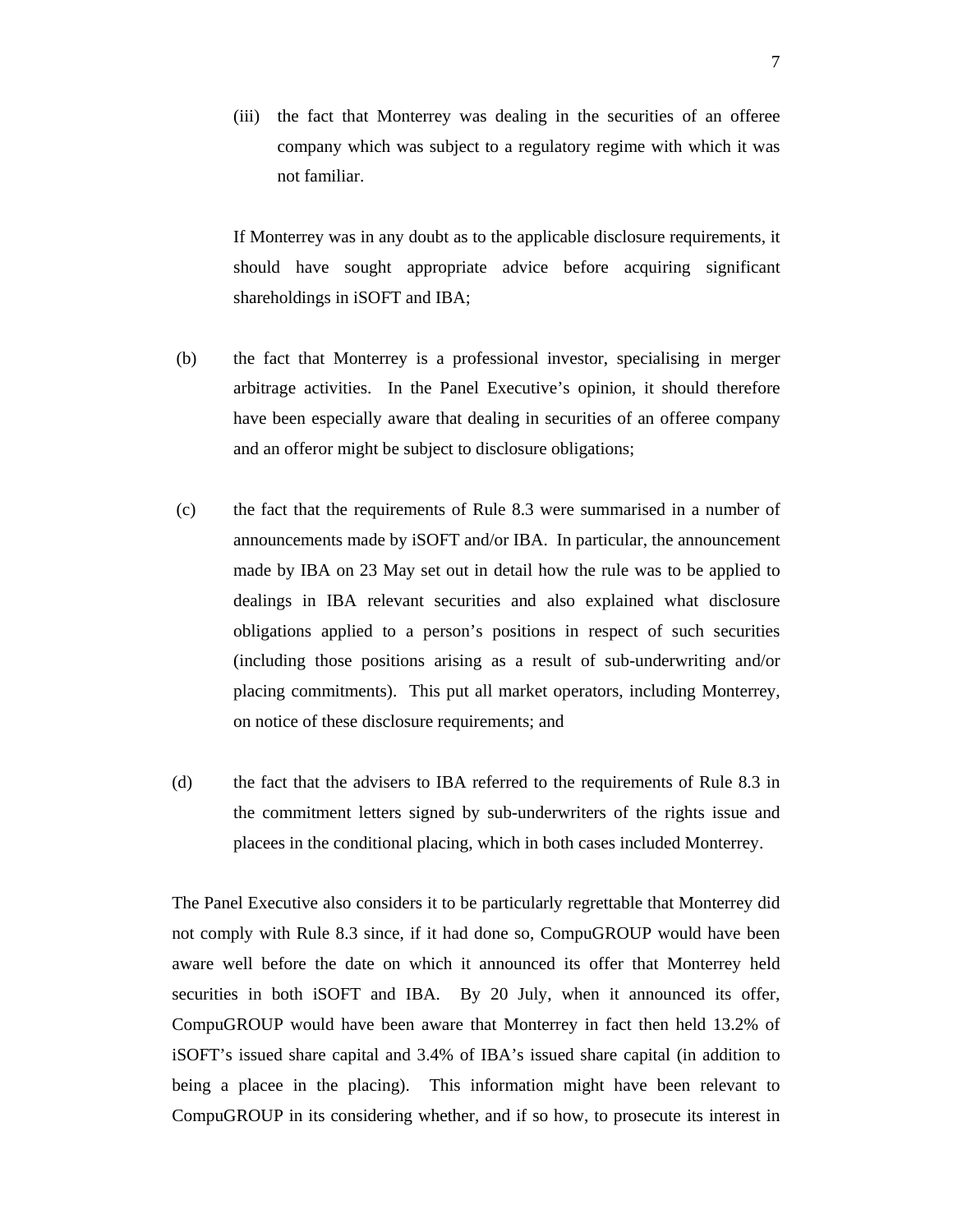(iii) the fact that Monterrey was dealing in the securities of an offeree company which was subject to a regulatory regime with which it was not familiar.

If Monterrey was in any doubt as to the applicable disclosure requirements, it should have sought appropriate advice before acquiring significant shareholdings in iSOFT and IBA;

(b) the fact that Monterrey is a professional investor, specialising in merger arbitrage activities. In the Panel Executive's opinion, it should therefore have been especially aware that dealing in securities of an offeree company and an offeror might be subject to disclosure obligations;

(c) the fact that the requirements of Rule 8.3 were summarised in a number of announcements made by iSOFT and/or IBA. In particular, the announcement made by IBA on 23 May set out in detail how the rule was to be applied to dealings in IBA relevant securities and also explained what disclosure obligations applied to a person's positions in respect of such securities (including those positions arising as a result of sub-underwriting and/or placing commitments). This put all market operators, including Monterrey, on notice of these disclosure requirements; and

(d) the fact that the advisers to IBA referred to the requirements of Rule 8.3 in the commitment letters signed by sub-underwriters of the rights issue and placees in the conditional placing, which in both cases included Monterrey.

The Panel Executive also considers it to be particularly regrettable that Monterrey did not comply with Rule 8.3 since, if it had done so, CompuGROUP would have been aware well before the date on which it announced its offer that Monterrey held securities in both iSOFT and IBA. By 20 July, when it announced its offer, CompuGROUP would have been aware that Monterrey in fact then held 13.2% of iSOFT's issued share capital and 3.4% of IBA's issued share capital (in addition to being a placee in the placing). This information might have been relevant to CompuGROUP in its considering whether, and if so how, to prosecute its interest in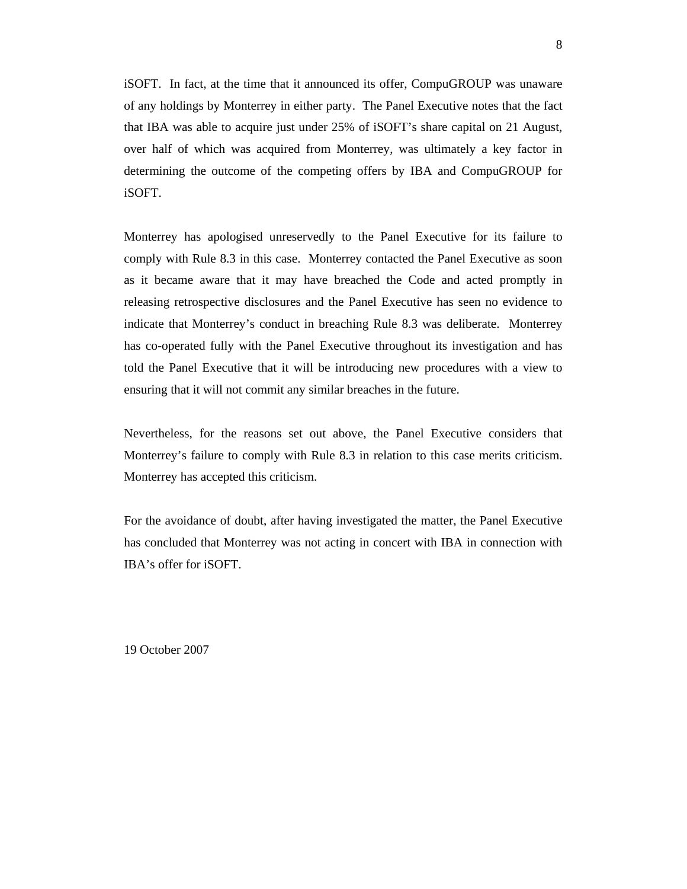iSOFT. In fact, at the time that it announced its offer, CompuGROUP was unaware of any holdings by Monterrey in either party. The Panel Executive notes that the fact that IBA was able to acquire just under 25% of iSOFT's share capital on 21 August, over half of which was acquired from Monterrey, was ultimately a key factor in determining the outcome of the competing offers by IBA and CompuGROUP for iSOFT.

Monterrey has apologised unreservedly to the Panel Executive for its failure to comply with Rule 8.3 in this case. Monterrey contacted the Panel Executive as soon as it became aware that it may have breached the Code and acted promptly in releasing retrospective disclosures and the Panel Executive has seen no evidence to indicate that Monterrey's conduct in breaching Rule 8.3 was deliberate. Monterrey has co-operated fully with the Panel Executive throughout its investigation and has told the Panel Executive that it will be introducing new procedures with a view to ensuring that it will not commit any similar breaches in the future.

Nevertheless, for the reasons set out above, the Panel Executive considers that Monterrey's failure to comply with Rule 8.3 in relation to this case merits criticism. Monterrey has accepted this criticism.

For the avoidance of doubt, after having investigated the matter, the Panel Executive has concluded that Monterrey was not acting in concert with IBA in connection with IBA's offer for iSOFT.

19 October 2007